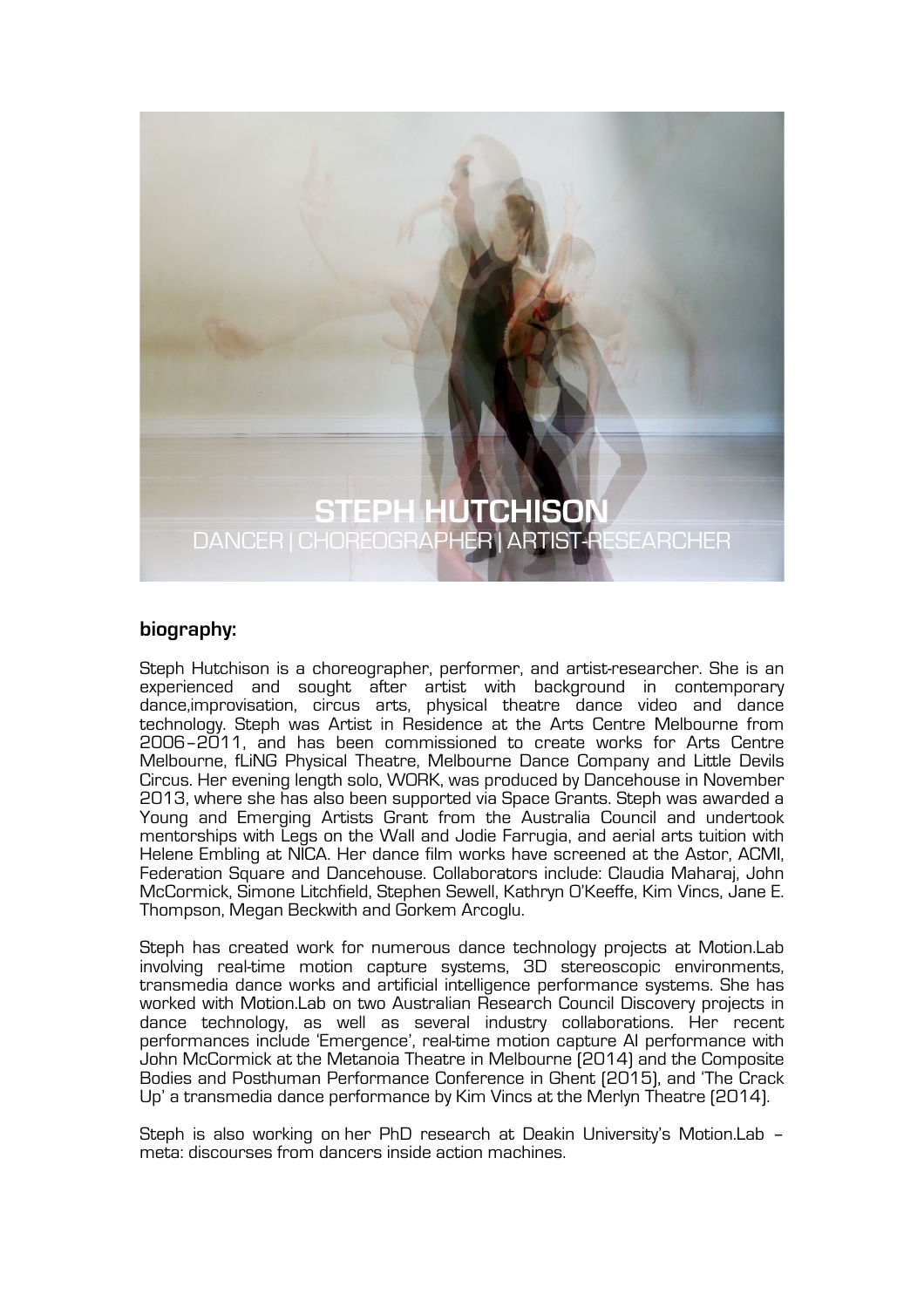# STEPH HUTCHISON

DANCER | CHOREOGRAPHER | ARTIST-RESEARCHER

## biography:

Steph Hutchison is a choreographer, performer, and artist-researcher. She is an experienced and sought after artist with background in contemporary dance,improvisation, circus arts, physical theatre dance video and dance technology. Steph was Artist in Residence at the Arts Centre Melbourne from 2006–2011, and has been commissioned to create works for Arts Centre Melbourne, fLiNG Physical Theatre, Melbourne Dance Company and Little Devils Circus. Her evening length solo, WORK, was produced by Dancehouse in November 2013, where she has also been supported via Space Grants. Steph was awarded a Young and Emerging Artists Grant from the Australia Council and undertook mentorships with Legs on the Wall and Jodie Farrugia, and aerial arts tuition with Helene Embling at NICA. Her dance film works have screened at the Astor, ACMI, Federation Square and Dancehouse. Collaborators include: Claudia Maharaj, John McCormick, Simone Litchfield, Stephen Sewell, Kathryn O'Keeffe, Kim Vincs, Jane E. Thompson, Megan Beckwith and Gorkem Arcoglu.

Steph has created work for numerous dance technology projects at Motion.Lab involving real-time motion capture systems, 3D stereoscopic environments, transmedia dance works and artificial intelligence performance systems. She has worked with Motion.Lab on two Australian Research Council Discovery projects in dance technology, as well as several industry collaborations. Her recent performances include 'Emergence', real-time motion capture AI performance with John McCormick at the Metanoia Theatre in Melbourne (2014) and the Composite Bodies and Posthuman Performance Conference in Ghent (2015), and 'The Crack Up' a transmedia dance performance by Kim Vincs at the Merlyn Theatre (2014).

Steph is also working on her PhD research at Deakin University's Motion.Lab – meta: discourses from dancers inside action machines.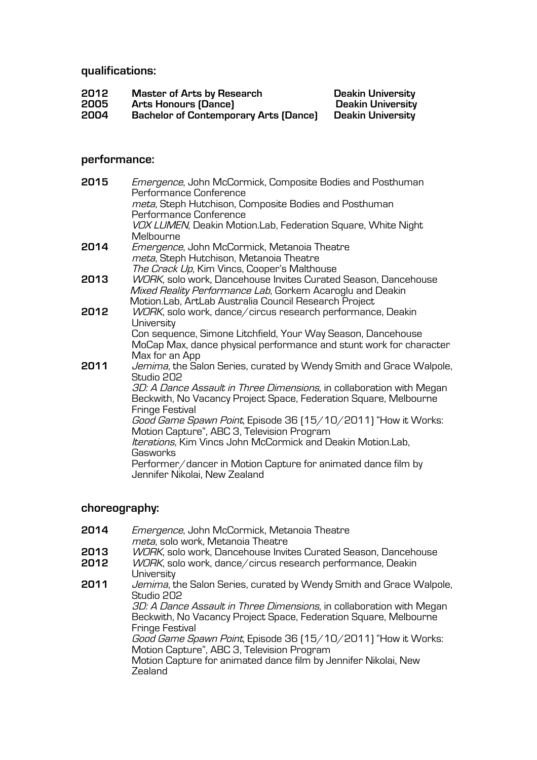## qualifications:

| | | |
|---|---|---|
| **2012** | **Master of Arts by Research** | **Deakin University** |
| **2005** | **Arts Honours (Dance)** | **Deakin University** |
| **2004** | **Bachelor of Contemporary Arts (Dance)** | **Deakin University** |

## performance:

**2015**
*Emergence*, John McCormick, Composite Bodies and Posthuman Performance Conference
*meta*, Steph Hutchison, Composite Bodies and Posthuman Performance Conference
*VOX LUMEN*, Deakin Motion.Lab, Federation Square, White Night Melbourne

**2014**
*Emergence*, John McCormick, Metanoia Theatre
*meta*, Steph Hutchison, Metanoia Theatre
*The Crack Up*, Kim Vincs, Cooper's Malthouse

**2013**
*WORK*, solo work, Dancehouse Invites Curated Season, Dancehouse
*Mixed Reality Performance Lab*, Gorkem Acaroglu and Deakin Motion.Lab, ArtLab Australia Council Research Project

**2012**
*WORK*, solo work, dance/circus research performance, Deakin University
Con sequence, Simone Litchfield, Your Way Season, Dancehouse
MoCap Max, dance physical performance and stunt work for character Max for an App

**2011**
*Jemima*, the Salon Series, curated by Wendy Smith and Grace Walpole, Studio 202
*3D: A Dance Assault in Three Dimensions*, in collaboration with Megan Beckwith, No Vacancy Project Space, Federation Square, Melbourne Fringe Festival
*Good Game Spawn Point*, Episode 36 (15/10/2011) "How it Works: Motion Capture", ABC 3, Television Program
*Iterations*, Kim Vincs John McCormick and Deakin Motion.Lab, Gasworks
Performer/dancer in Motion Capture for animated dance film by Jennifer Nikolai, New Zealand

## choreography:

**2014**
*Emergence*, John McCormick, Metanoia Theatre
*meta*, solo work, Metanoia Theatre

**2013**
*WORK*, solo work, Dancehouse Invites Curated Season, Dancehouse

**2012**
*WORK*, solo work, dance/circus research performance, Deakin University

**2011**
*Jemima*, the Salon Series, curated by Wendy Smith and Grace Walpole, Studio 202
*3D: A Dance Assault in Three Dimensions*, in collaboration with Megan Beckwith, No Vacancy Project Space, Federation Square, Melbourne Fringe Festival
*Good Game Spawn Point*, Episode 36 (15/10/2011) "How it Works: Motion Capture", ABC 3, Television Program
Motion Capture for animated dance film by Jennifer Nikolai, New Zealand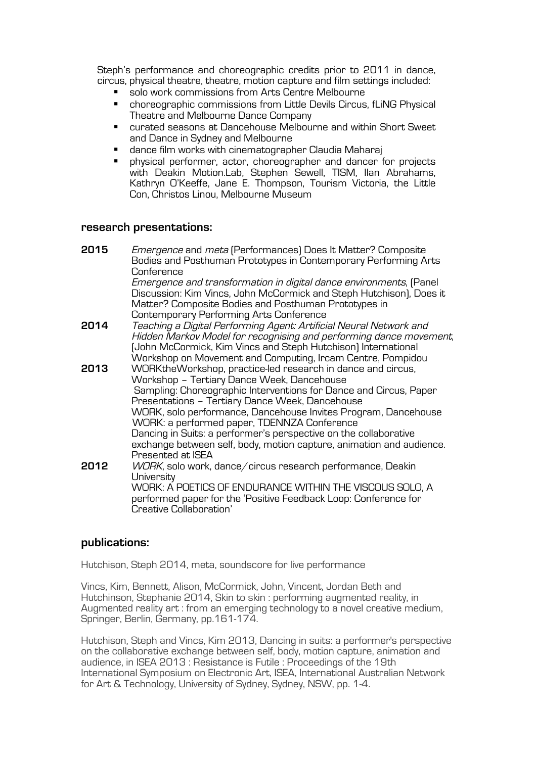Steph's performance and choreographic credits prior to 2011 in dance, circus, physical theatre, theatre, motion capture and film settings included:

- solo work commissions from Arts Centre Melbourne
- choreographic commissions from Little Devils Circus, fLiNG Physical Theatre and Melbourne Dance Company
- curated seasons at Dancehouse Melbourne and within Short Sweet and Dance in Sydney and Melbourne
- dance film works with cinematographer Claudia Maharaj
- physical performer, actor, choreographer and dancer for projects with Deakin Motion.Lab, Stephen Sewell, TISM, Ilan Abrahams, Kathryn O'Keeffe, Jane E. Thompson, Tourism Victoria, the Little Con, Christos Linou, Melbourne Museum

## research presentations:

**2015** *Emergence* and *meta* (Performances) Does It Matter? Composite Bodies and Posthuman Prototypes in Contemporary Performing Arts Conference
*Emergence and transformation in digital dance environments*, (Panel Discussion: Kim Vincs, John McCormick and Steph Hutchison), Does it Matter? Composite Bodies and Posthuman Prototypes in Contemporary Performing Arts Conference

**2014** *Teaching a Digital Performing Agent: Artificial Neural Network and Hidden Markov Model for recognising and performing dance movement*, (John McCormick, Kim Vincs and Steph Hutchison) International Workshop on Movement and Computing, Ircam Centre, Pompidou

**2013** WORKtheWorkshop, practice-led research in dance and circus, Workshop – Tertiary Dance Week, Dancehouse
Sampling: Choreographic Interventions for Dance and Circus, Paper Presentations – Tertiary Dance Week, Dancehouse
WORK, solo performance, Dancehouse Invites Program, Dancehouse
WORK: a performed paper, TDENNZA Conference
Dancing in Suits: a performer's perspective on the collaborative exchange between self, body, motion capture, animation and audience. Presented at ISEA

**2012** *WORK*, solo work, dance/circus research performance, Deakin University
WORK: A POETICS OF ENDURANCE WITHIN THE VISCOUS SOLO, A performed paper for the 'Positive Feedback Loop: Conference for Creative Collaboration'

## publications:

Hutchison, Steph 2014, meta, soundscore for live performance

Vincs, Kim, Bennett, Alison, McCormick, John, Vincent, Jordan Beth and Hutchinson, Stephanie 2014, Skin to skin : performing augmented reality, in Augmented reality art : from an emerging technology to a novel creative medium, Springer, Berlin, Germany, pp.161-174.

Hutchison, Steph and Vincs, Kim 2013, Dancing in suits: a performer's perspective on the collaborative exchange between self, body, motion capture, animation and audience, in ISEA 2013 : Resistance is Futile : Proceedings of the 19th International Symposium on Electronic Art, ISEA, International Australian Network for Art & Technology, University of Sydney, Sydney, NSW, pp. 1-4.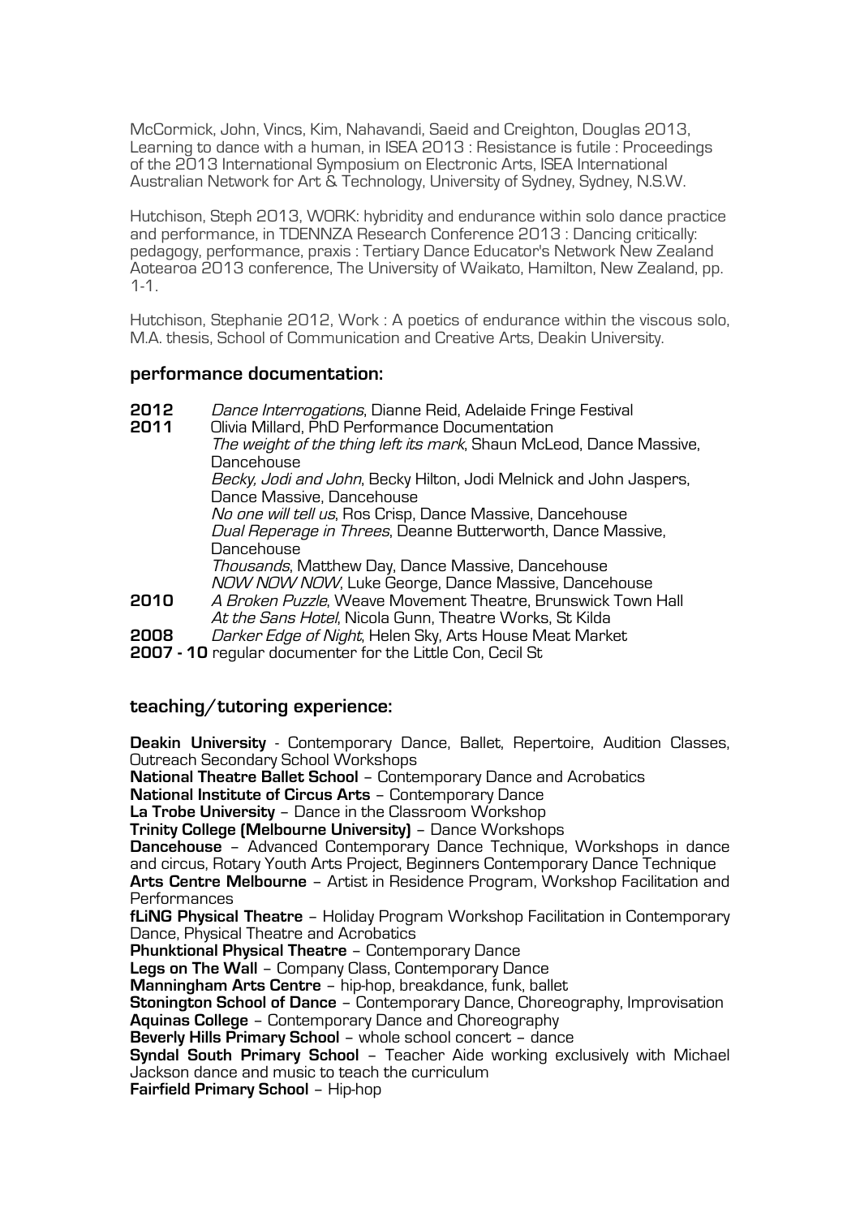McCormick, John, Vincs, Kim, Nahavandi, Saeid and Creighton, Douglas 2013, Learning to dance with a human, in ISEA 2013 : Resistance is futile : Proceedings of the 2013 International Symposium on Electronic Arts, ISEA International Australian Network for Art & Technology, University of Sydney, Sydney, N.S.W.

Hutchison, Steph 2013, WORK: hybridity and endurance within solo dance practice and performance, in TDENNZA Research Conference 2013 : Dancing critically: pedagogy, performance, praxis : Tertiary Dance Educator's Network New Zealand Aotearoa 2013 conference, The University of Waikato, Hamilton, New Zealand, pp. 1-1.

Hutchison, Stephanie 2012, Work : A poetics of endurance within the viscous solo, M.A. thesis, School of Communication and Creative Arts, Deakin University.

## performance documentation:

**2012** *Dance Interrogations*, Dianne Reid, Adelaide Fringe Festival
**2011** Olivia Millard, PhD Performance Documentation
*The weight of the thing left its mark*, Shaun McLeod, Dance Massive, Dancehouse
*Becky, Jodi and John*, Becky Hilton, Jodi Melnick and John Jaspers, Dance Massive, Dancehouse
*No one will tell us*, Ros Crisp, Dance Massive, Dancehouse
*Dual Reperage in Threes*, Deanne Butterworth, Dance Massive, Dancehouse
*Thousands*, Matthew Day, Dance Massive, Dancehouse
*NOW NOW NOW*, Luke George, Dance Massive, Dancehouse
**2010** *A Broken Puzzle*, Weave Movement Theatre, Brunswick Town Hall
*At the Sans Hotel*, Nicola Gunn, Theatre Works, St Kilda
**2008** *Darker Edge of Night*, Helen Sky, Arts House Meat Market
**2007 - 10** regular documenter for the Little Con, Cecil St

## teaching/tutoring experience:

**Deakin University** - Contemporary Dance, Ballet, Repertoire, Audition Classes, Outreach Secondary School Workshops
**National Theatre Ballet School** – Contemporary Dance and Acrobatics
**National Institute of Circus Arts** – Contemporary Dance
**La Trobe University** – Dance in the Classroom Workshop
**Trinity College (Melbourne University)** – Dance Workshops
**Dancehouse** – Advanced Contemporary Dance Technique, Workshops in dance and circus, Rotary Youth Arts Project, Beginners Contemporary Dance Technique
**Arts Centre Melbourne** – Artist in Residence Program, Workshop Facilitation and Performances
**fLiNG Physical Theatre** – Holiday Program Workshop Facilitation in Contemporary Dance, Physical Theatre and Acrobatics
**Phunktional Physical Theatre** – Contemporary Dance
**Legs on The Wall** – Company Class, Contemporary Dance
**Manningham Arts Centre** – hip-hop, breakdance, funk, ballet
**Stonington School of Dance** – Contemporary Dance, Choreography, Improvisation
**Aquinas College** – Contemporary Dance and Choreography
**Beverly Hills Primary School** – whole school concert – dance
**Syndal South Primary School** – Teacher Aide working exclusively with Michael Jackson dance and music to teach the curriculum
**Fairfield Primary School** – Hip-hop